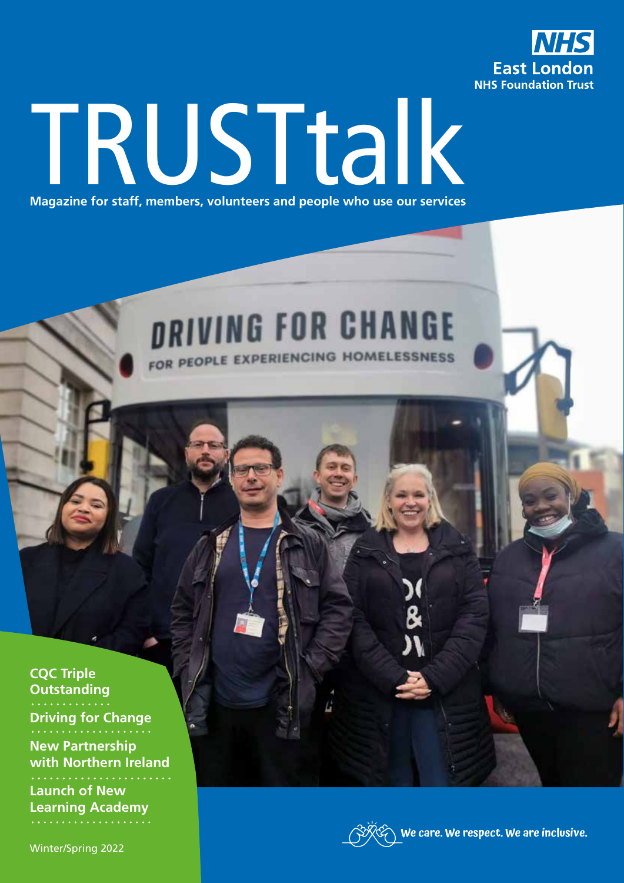**NHS**
**East London**
**NHS Foundation Trust**

# TRUSTtalk

**Magazine for staff, members, volunteers and people who use our services**

**CQC Triple Outstanding**

**Driving for Change**

**New Partnership with Northern Ireland**

**Launch of New Learning Academy**

Winter/Spring 2022

*We care. We respect. We are inclusive.*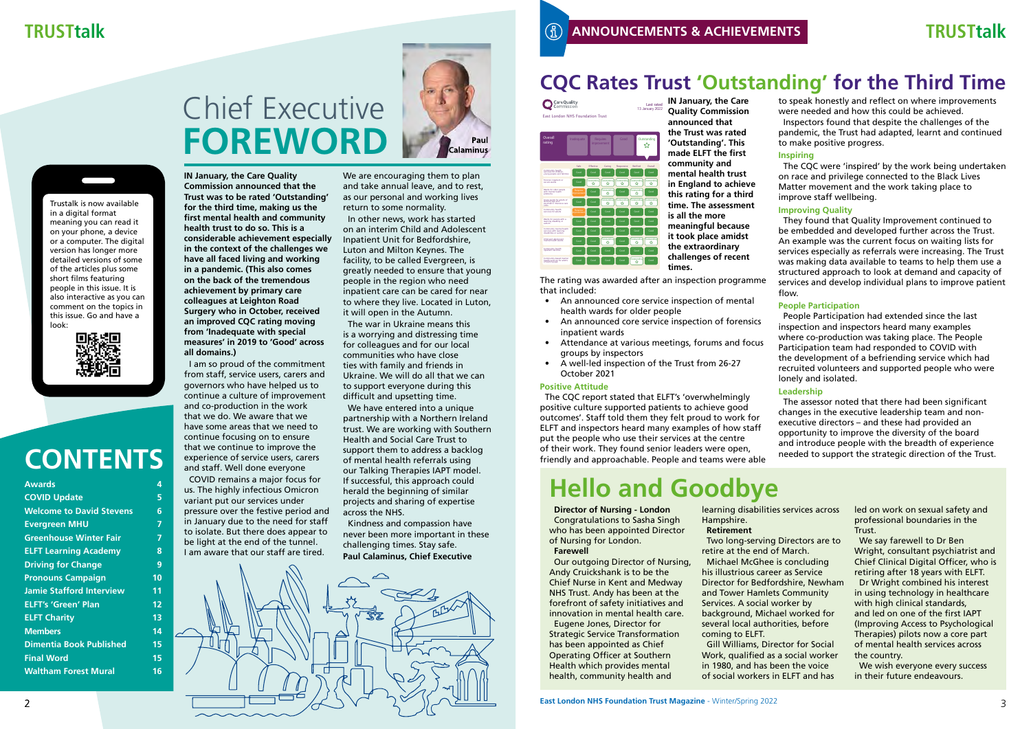Trustalk is now available in a digital format meaning you can read it on your phone, a device or a computer. The digital version has longer more detailed versions of some of the articles plus some short films featuring people in this issue. It is also interactive as you can comment on the topics in this issue. Go and have a look:

# CONTENTS

| | |
|---|---|
| Awards | 4 |
| COVID Update | 5 |
| Welcome to David Stevens | 6 |
| Evergreen MHU | 7 |
| Greenhouse Winter Fair | 7 |
| ELFT Learning Academy | 8 |
| Driving for Change | 9 |
| Pronouns Campaign | 10 |
| Jamie Stafford Interview | 11 |
| ELFT's 'Green' Plan | 12 |
| ELFT Charity | 13 |
| Members | 14 |
| Dimentia Book Published | 15 |
| Final Word | 15 |
| Waltham Forest Mural | 16 |

# Chief Executive FOREWORD

Paul Calaminus

**IN January, the Care Quality Commission announced that the Trust was to be rated 'Outstanding' for the third time, making us the first mental health and community health trust to do so. This is a considerable achievement especially in the context of the challenges we have all faced living and working in a pandemic. (This also comes on the back of the tremendous achievement by primary care colleagues at Leighton Road Surgery who in October, received an improved CQC rating moving from 'Inadequate with special measures' in 2019 to 'Good' across all domains.)**

I am so proud of the commitment from staff, service users, carers and governors who have helped us to continue a culture of improvement and co-production in the work that we do. We aware that we have some areas that we need to continue focusing on to ensure that we continue to improve the experience of service users, carers and staff. Well done everyone

COVID remains a major focus for us. The highly infectious Omicron variant put our services under pressure over the festive period and in January due to the need for staff to isolate. But there does appear to be light at the end of the tunnel. I am aware that our staff are tired.

We are encouraging them to plan and take annual leave, and to rest, as our personal and working lives return to some normality.

In other news, work has started on an interim Child and Adolescent Inpatient Unit for Bedfordshire, Luton and Milton Keynes. The facility, to be called Evergreen, is greatly needed to ensure that young people in the region who need inpatient care can be cared for near to where they live. Located in Luton, it will open in the Autumn.

The war in Ukraine means this is a worrying and distressing time for colleagues and for our local communities who have close ties with family and friends in Ukraine. We will do all that we can to support everyone during this difficult and upsetting time.

We have entered into a unique partnership with a Northern Ireland trust. We are working with Southern Health and Social Care Trust to support them to address a backlog of mental health referrals using our Talking Therapies IAPT model. If successful, this approach could herald the beginning of similar projects and sharing of expertise across the NHS.

Kindness and compassion have never been more important in these challenging times. Stay safe.

**Paul Calaminus, Chief Executive**

## ANNOUNCEMENTS & ACHIEVEMENTS

# CQC Rates Trust 'Outstanding' for the Third Time

**IN January, the Care Quality Commission announced that the Trust was rated 'Outstanding'. This made ELFT the first community and mental health trust in England to achieve this rating for a third time. The assessment is all the more meaningful because it took place amidst the extraordinary challenges of recent times.**

The rating was awarded after an inspection programme that included:

- An announced core service inspection of mental health wards for older people
- An announced core service inspection of forensics inpatient wards
- Attendance at various meetings, forums and focus groups by inspectors
- A well-led inspection of the Trust from 26-27 October 2021

### Positive Attitude

The CQC report stated that ELFT's 'overwhelmingly positive culture supported patients to achieve good outcomes'. Staff told them they felt proud to work for ELFT and inspectors heard many examples of how staff put the people who use their services at the centre of their work. They found senior leaders were open, friendly and approachable. People and teams were able to speak honestly and reflect on where improvements were needed and how this could be achieved.

Inspectors found that despite the challenges of the pandemic, the Trust had adapted, learnt and continued to make positive progress.

### Inspiring

The CQC were 'inspired' by the work being undertaken on race and privilege connected to the Black Lives Matter movement and the work taking place to improve staff wellbeing.

### Improving Quality

They found that Quality Improvement continued to be embedded and developed further across the Trust. An example was the current focus on waiting lists for services especially as referrals were increasing. The Trust was making data available to teams to help them use a structured approach to look at demand and capacity of services and develop individual plans to improve patient flow.

### People Participation

People Participation had extended since the last inspection and inspectors heard many examples where co-production was taking place. The People Participation team had responded to COVID with the development of a befriending service which had recruited volunteers and supported people who were lonely and isolated.

### Leadership

The assessor noted that there had been significant changes in the executive leadership team and non-executive directors – and these had provided an opportunity to improve the diversity of the board and introduce people with the breadth of experience needed to support the strategic direction of the Trust.

# Hello and Goodbye

**Director of Nursing - London**

Congratulations to Sasha Singh who has been appointed Director of Nursing for London.

**Farewell**

Our outgoing Director of Nursing, Andy Cruickshank is to be the Chief Nurse in Kent and Medway NHS Trust. Andy has been at the forefront of safety initiatives and innovation in mental health care.

Eugene Jones, Director for Strategic Service Transformation has been appointed as Chief Operating Officer at Southern Health which provides mental health, community health and learning disabilities services across Hampshire.

**Retirement**

Two long-serving Directors are to retire at the end of March.

Michael McGhee is concluding his illustrious career as Service Director for Bedfordshire, Newham and Tower Hamlets Community Services. A social worker by background, Michael worked for several local authorities, before coming to ELFT.

Gill Williams, Director for Social Work, qualified as a social worker in 1980, and has been the voice of social workers in ELFT and has led on work on sexual safety and professional boundaries in the Trust.

We say farewell to Dr Ben Wright, consultant psychiatrist and Chief Clinical Digital Officer, who is retiring after 18 years with ELFT. Dr Wright combined his interest in using technology in healthcare with high clinical standards, and led on one of the first IAPT (Improving Access to Psychological Therapies) pilots now a core part of mental health services across the country.

We wish everyone every success in their future endeavours.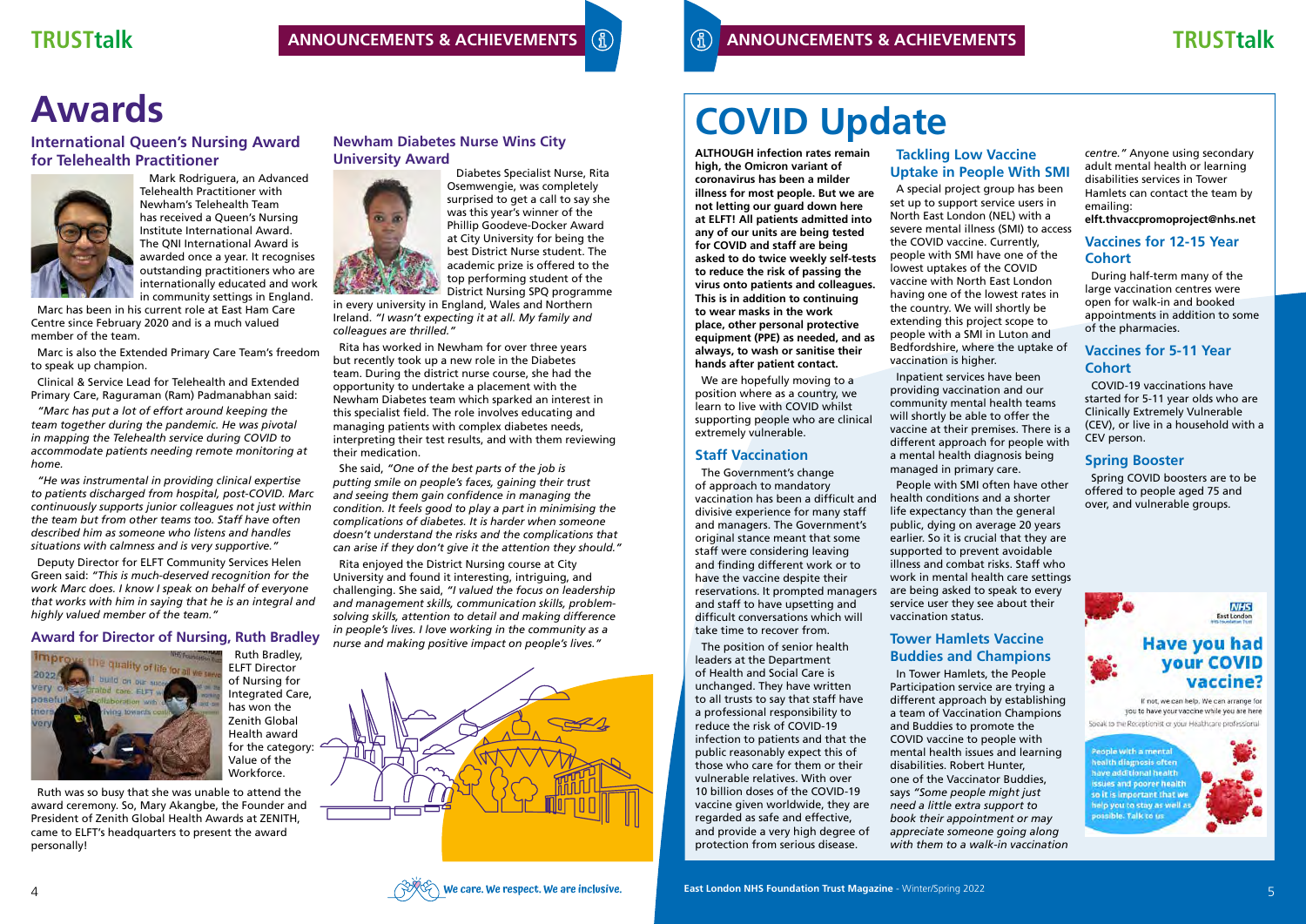# Awards

## International Queen's Nursing Award for Telehealth Practitioner

Mark Rodriguera, an Advanced Telehealth Practitioner with Newham's Telehealth Team has received a Queen's Nursing Institute International Award. The QNI International Award is awarded once a year. It recognises outstanding practitioners who are internationally educated and work in community settings in England.

Marc has been in his current role at East Ham Care Centre since February 2020 and is a much valued member of the team.

Marc is also the Extended Primary Care Team's freedom to speak up champion.

Clinical & Service Lead for Telehealth and Extended Primary Care, Raguraman (Ram) Padmanabhan said:

*"Marc has put a lot of effort around keeping the team together during the pandemic. He was pivotal in mapping the Telehealth service during COVID to accommodate patients needing remote monitoring at home.*

*"He was instrumental in providing clinical expertise to patients discharged from hospital, post-COVID. Marc continuously supports junior colleagues not just within the team but from other teams too. Staff have often described him as someone who listens and handles situations with calmness and is very supportive."*

Deputy Director for ELFT Community Services Helen Green said: *"This is much-deserved recognition for the work Marc does. I know I speak on behalf of everyone that works with him in saying that he is an integral and highly valued member of the team."*

## Award for Director of Nursing, Ruth Bradley

Ruth Bradley, ELFT Director of Nursing for Integrated Care, has won the Zenith Global Health award for the category: Value of the Workforce.

Ruth was so busy that she was unable to attend the award ceremony. So, Mary Akangbe, the Founder and President of Zenith Global Health Awards at ZENITH, came to ELFT's headquarters to present the award personally!

## Newham Diabetes Nurse Wins City University Award

Diabetes Specialist Nurse, Rita Osemwengie, was completely surprised to get a call to say she was this year's winner of the Phillip Goodeve-Docker Award at City University for being the best District Nurse student. The academic prize is offered to the top performing student of the District Nursing SPQ programme in every university in England, Wales and Northern Ireland. *"I wasn't expecting it at all. My family and colleagues are thrilled."*

Rita has worked in Newham for over three years but recently took up a new role in the Diabetes team. During the district nurse course, she had the opportunity to undertake a placement with the Newham Diabetes team which sparked an interest in this specialist field. The role involves educating and managing patients with complex diabetes needs, interpreting their test results, and with them reviewing their medication.

She said, *"One of the best parts of the job is putting smile on people's faces, gaining their trust and seeing them gain confidence in managing the condition. It feels good to play a part in minimising the complications of diabetes. It is harder when someone doesn't understand the risks and the complications that can arise if they don't give it the attention they should."*

Rita enjoyed the District Nursing course at City University and found it interesting, intriguing, and challenging. She said, *"I valued the focus on leadership and management skills, communication skills, problem-solving skills, attention to detail and making difference in people's lives. I love working in the community as a nurse and making positive impact on people's lives."*

We care. We respect. We are inclusive.

# COVID Update

**ALTHOUGH infection rates remain high, the Omicron variant of coronavirus has been a milder illness for most people. But we are not letting our guard down here at ELFT! All patients admitted into any of our units are being tested for COVID and staff are being asked to do twice weekly self-tests to reduce the risk of passing the virus onto patients and colleagues. This is in addition to continuing to wear masks in the work place, other personal protective equipment (PPE) as needed, and as always, to wash or sanitise their hands after patient contact.**

We are hopefully moving to a position where as a country, we learn to live with COVID whilst supporting people who are clinical extremely vulnerable.

## Staff Vaccination

The Government's change of approach to mandatory vaccination has been a difficult and divisive experience for many staff and managers. The Government's original stance meant that some staff were considering leaving and finding different work or to have the vaccine despite their reservations. It prompted managers and staff to have upsetting and difficult conversations which will take time to recover from.

The position of senior health leaders at the Department of Health and Social Care is unchanged. They have written to all trusts to say that staff have a professional responsibility to reduce the risk of COVID-19 infection to patients and that the public reasonably expect this of those who care for them or their vulnerable relatives. With over 10 billion doses of the COVID-19 vaccine given worldwide, they are regarded as safe and effective, and provide a very high degree of protection from serious disease.

## Tackling Low Vaccine Uptake in People With SMI

A special project group has been set up to support service users in North East London (NEL) with a severe mental illness (SMI) to access the COVID vaccine. Currently, people with SMI have one of the lowest uptakes of the COVID vaccine with North East London having one of the lowest rates in the country. We will shortly be extending this project scope to people with a SMI in Luton and Bedfordshire, where the uptake of vaccination is higher.

Inpatient services have been providing vaccination and our community mental health teams will shortly be able to offer the vaccine at their premises. There is a different approach for people with a mental health diagnosis being managed in primary care.

People with SMI often have other health conditions and a shorter life expectancy than the general public, dying on average 20 years earlier. So it is crucial that they are supported to prevent avoidable illness and combat risks. Staff who work in mental health care settings are being asked to speak to every service user they see about their vaccination status.

## Tower Hamlets Vaccine Buddies and Champions

In Tower Hamlets, the People Participation service are trying a different approach by establishing a team of Vaccination Champions and Buddies to promote the COVID vaccine to people with mental health issues and learning disabilities. Robert Hunter, one of the Vaccinator Buddies, says *"Some people might just need a little extra support to book their appointment or may appreciate someone going along with them to a walk-in vaccination centre."* Anyone using secondary adult mental health or learning disabilities services in Tower Hamlets can contact the team by emailing: **elft.thvaccpromoproject@nhs.net**

## Vaccines for 12-15 Year Cohort

During half-term many of the large vaccination centres were open for walk-in and booked appointments in addition to some of the pharmacies.

## Vaccines for 5-11 Year Cohort

COVID-19 vaccinations have started for 5-11 year olds who are Clinically Extremely Vulnerable (CEV), or live in a household with a CEV person.

## Spring Booster

Spring COVID boosters are to be offered to people aged 75 and over, and vulnerable groups.

**Have you had your COVID vaccine?**

If not, we can help. We can arrange for you to have your vaccine while you are here

Speak to the Receptionist or your Healthcare professional

People with a mental health diagnosis often have additional health issues and poorer health so it is important that we help you to stay as well as possible. Talk to us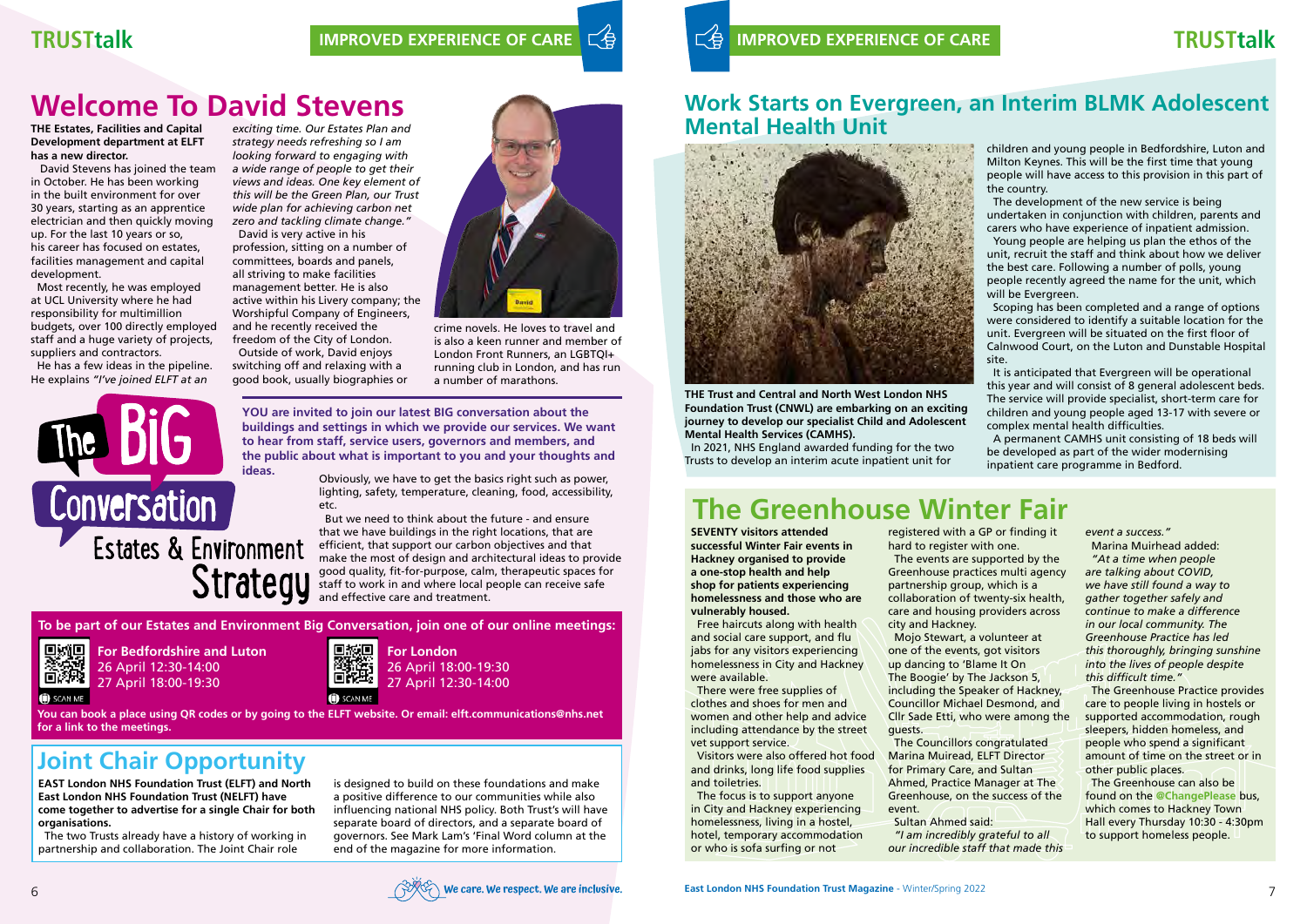# Welcome To David Stevens

**THE Estates, Facilities and Capital Development department at ELFT has a new director.**

David Stevens has joined the team in October. He has been working in the built environment for over 30 years, starting as an apprentice electrician and then quickly moving up. For the last 10 years or so, his career has focused on estates, facilities management and capital development.

Most recently, he was employed at UCL University where he had responsibility for multimillion budgets, over 100 directly employed staff and a huge variety of projects, suppliers and contractors.

He has a few ideas in the pipeline. He explains *"I've joined ELFT at an exciting time. Our Estates Plan and strategy needs refreshing so I am looking forward to engaging with a wide range of people to get their views and ideas. One key element of this will be the Green Plan, our Trust wide plan for achieving carbon net zero and tackling climate change."*

David is very active in his profession, sitting on a number of committees, boards and panels, all striving to make facilities management better. He is also active within his Livery company; the Worshipful Company of Engineers, and he recently received the freedom of the City of London.

Outside of work, David enjoys switching off and relaxing with a good book, usually biographies or crime novels. He loves to travel and is also a keen runner and member of London Front Runners, an LGBTQI+ running club in London, and has run a number of marathons.

## The BiG Conversation Estates & Environment Strategy

**YOU are invited to join our latest BIG conversation about the buildings and settings in which we provide our services. We want to hear from staff, service users, governors and members, and the public about what is important to you and your thoughts and ideas.**

Obviously, we have to get the basics right such as power, lighting, safety, temperature, cleaning, food, accessibility, etc.

But we need to think about the future - and ensure that we have buildings in the right locations, that are efficient, that support our carbon objectives and that make the most of design and architectural ideas to provide good quality, fit-for-purpose, calm, therapeutic spaces for staff to work in and where local people can receive safe and effective care and treatment.

**To be part of our Estates and Environment Big Conversation, join one of our online meetings:**

**For Bedfordshire and Luton**
26 April 12:30-14:00
27 April 18:00-19:30

**For London**
26 April 18:00-19:30
27 April 12:30-14:00

SCAN ME

**You can book a place using QR codes or by going to the ELFT website. Or email: elft.communications@nhs.net for a link to the meetings.**

# Joint Chair Opportunity

**EAST London NHS Foundation Trust (ELFT) and North East London NHS Foundation Trust (NELFT) have come together to advertise for a single Chair for both organisations.**

The two Trusts already have a history of working in partnership and collaboration. The Joint Chair role is designed to build on these foundations and make a positive difference to our communities while also influencing national NHS policy. Both Trust's will have separate board of directors, and a separate board of governors. See Mark Lam's 'Final Word column at the end of the magazine for more information.

# Work Starts on Evergreen, an Interim BLMK Adolescent Mental Health Unit

**THE Trust and Central and North West London NHS Foundation Trust (CNWL) are embarking on an exciting journey to develop our specialist Child and Adolescent Mental Health Services (CAMHS).**

In 2021, NHS England awarded funding for the two Trusts to develop an interim acute inpatient unit for children and young people in Bedfordshire, Luton and Milton Keynes. This will be the first time that young people will have access to this provision in this part of the country.

The development of the new service is being undertaken in conjunction with children, parents and carers who have experience of inpatient admission.

Young people are helping us plan the ethos of the unit, recruit the staff and think about how we deliver the best care. Following a number of polls, young people recently agreed the name for the unit, which will be Evergreen.

Scoping has been completed and a range of options were considered to identify a suitable location for the unit. Evergreen will be situated on the first floor of Calnwood Court, on the Luton and Dunstable Hospital site.

It is anticipated that Evergreen will be operational this year and will consist of 8 general adolescent beds. The service will provide specialist, short-term care for children and young people aged 13-17 with severe or complex mental health difficulties.

A permanent CAMHS unit consisting of 18 beds will be developed as part of the wider modernising inpatient care programme in Bedford.

# The Greenhouse Winter Fair

**SEVENTY visitors attended successful Winter Fair events in Hackney organised to provide a one-stop health and help shop for patients experiencing homelessness and those who are vulnerably housed.**

Free haircuts along with health and social care support, and flu jabs for any visitors experiencing homelessness in City and Hackney were available.

There were free supplies of clothes and shoes for men and women and other help and advice including attendance by the street vet support service.

Visitors were also offered hot food and drinks, long life food supplies and toiletries.

The focus is to support anyone in City and Hackney experiencing homelessness, living in a hostel, hotel, temporary accommodation or who is sofa surfing or not registered with a GP or finding it hard to register with one.

The events are supported by the Greenhouse practices multi agency partnership group, which is a collaboration of twenty-six health, care and housing providers across city and Hackney.

Mojo Stewart, a volunteer at one of the events, got visitors up dancing to 'Blame It On The Boogie' by The Jackson 5, including the Speaker of Hackney, Councillor Michael Desmond, and Cllr Sade Etti, who were among the guests.

The Councillors congratulated Marina Muiread, ELFT Director for Primary Care, and Sultan Ahmed, Practice Manager at The Greenhouse, on the success of the event.

Sultan Ahmed said:

*"I am incredibly grateful to all our incredible staff that made this event a success."*

Marina Muirhead added:

*"At a time when people are talking about COVID, we have still found a way to gather together safely and continue to make a difference in our local community. The Greenhouse Practice has led this thoroughly, bringing sunshine into the lives of people despite this difficult time."*

The Greenhouse Practice provides care to people living in hostels or supported accommodation, rough sleepers, hidden homeless, and people who spend a significant amount of time on the street or in other public places.

The Greenhouse can also be found on the @ChangePlease bus, which comes to Hackney Town Hall every Thursday 10:30 - 4:30pm to support homeless people.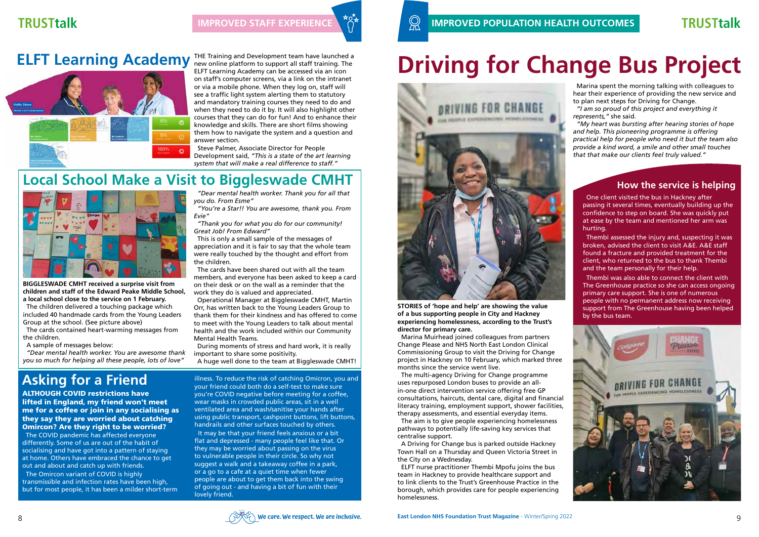## ELFT Learning Academy

THE Training and Development team have launched a new online platform to support all staff training. The ELFT Learning Academy can be accessed via an icon on staff's computer screens, via a link on the intranet or via a mobile phone. When they log on, staff will see a traffic light system alerting them to statutory and mandatory training courses they need to do and when they need to do it by. It will also highlight other courses that they can do for fun! And to enhance their knowledge and skills. There are short films showing them how to navigate the system and a question and answer section.

Steve Palmer, Associate Director for People Development said, *"This is a state of the art learning system that will make a real difference to staff."*

## Local School Make a Visit to Biggleswade CMHT

**BIGGLESWADE CMHT received a surprise visit from children and staff of the Edward Peake Middle School, a local school close to the service on 1 February.**

The children delivered a touching package which included 40 handmade cards from the Young Leaders Group at the school. (See picture above)

The cards contained heart-warming messages from the children.

A sample of messages below:

*"Dear mental health worker. You are awesome thank you so much for helping all these people, lots of love"*

*"Dear mental health worker. Thank you for all that you do. From Esme"*

*"You're a Star!! You are awesome, thank you. From Evie"*

*"Thank you for what you do for our community! Great Job! From Edward"*

This is only a small sample of the messages of appreciation and it is fair to say that the whole team were really touched by the thought and effort from the children.

The cards have been shared out with all the team members, and everyone has been asked to keep a card on their desk or on the wall as a reminder that the work they do is valued and appreciated.

Operational Manager at Biggleswade CMHT, Martin Orr, has written back to the Young Leaders Group to thank them for their kindness and has offered to come to meet with the Young Leaders to talk about mental health and the work included within our Community Mental Health Teams.

During moments of stress and hard work, it is really important to share some positivity.

A huge well done to the team at Biggleswade CMHT!

## Asking for a Friend

**ALTHOUGH COVID restrictions have lifted in England, my friend won't meet me for a coffee or join in any socialising as they say they are worried about catching Omicron? Are they right to be worried?**

The COVID pandemic has affected everyone differently. Some of us are out of the habit of socialising and have got into a pattern of staying at home. Others have embraced the chance to get out and about and catch up with friends.

The Omicron variant of COVID is highly transmissible and infection rates have been high, but for most people, it has been a milder short-term illness. To reduce the risk of catching Omicron, you and your friend could both do a self-test to make sure you're COVID negative before meeting for a coffee, wear masks in crowded public areas, sit in a well ventilated area and wash/sanitise your hands after using public transport, cashpoint buttons, lift buttons, handrails and other surfaces touched by others.

It may be that your friend feels anxious or a bit flat and depressed - many people feel like that. Or they may be worried about passing on the virus to vulnerable people in their circle. So why not suggest a walk and a takeaway coffee in a park, or a go to a cafe at a quiet time when fewer people are about to get them back into the swing of going out - and having a bit of fun with their lovely friend.

# Driving for Change Bus Project

**STORIES of 'hope and help' are showing the value of a bus supporting people in City and Hackney experiencing homelessness, according to the Trust's director for primary care.**

Marina Muirhead joined colleagues from partners Change Please and NHS North East London Clinical Commissioning Group to visit the Driving for Change project in Hackney on 10 February, which marked three months since the service went live.

The multi-agency Driving for Change programme uses repurposed London buses to provide an all-in-one direct intervention service offering free GP consultations, haircuts, dental care, digital and financial literacy training, employment support, shower facilities, therapy assessments, and essential everyday items.

The aim is to give people experiencing homelessness pathways to potentially life-saving key services that centralise support.

A Driving for Change bus is parked outside Hackney Town Hall on a Thursday and Queen Victoria Street in the City on a Wednesday.

ELFT nurse practitioner Thembi Mpofu joins the bus team in Hackney to provide healthcare support and to link clients to the Trust's Greenhouse Practice in the borough, which provides care for people experiencing homelessness.

Marina spent the morning talking with colleagues to hear their experience of providing the new service and to plan next steps for Driving for Change.

*"I am so proud of this project and everything it represents,"* she said.

*"My heart was bursting after hearing stories of hope and help. This pioneering programme is offering practical help for people who need it but the team also provide a kind word, a smile and other small touches that that make our clients feel truly valued."*

### How the service is helping

One client visited the bus in Hackney after passing it several times, eventually building up the confidence to step on board. She was quickly put at ease by the team and mentioned her arm was hurting.

Thembi assessed the injury and, suspecting it was broken, advised the client to visit A&E. A&E staff found a fracture and provided treatment for the client, who returned to the bus to thank Thembi and the team personally for their help.

Thembi was also able to connect the client with The Greenhouse practice so she can access ongoing primary care support. She is one of numerous people with no permanent address now receiving support from The Greenhouse having been helped by the bus team.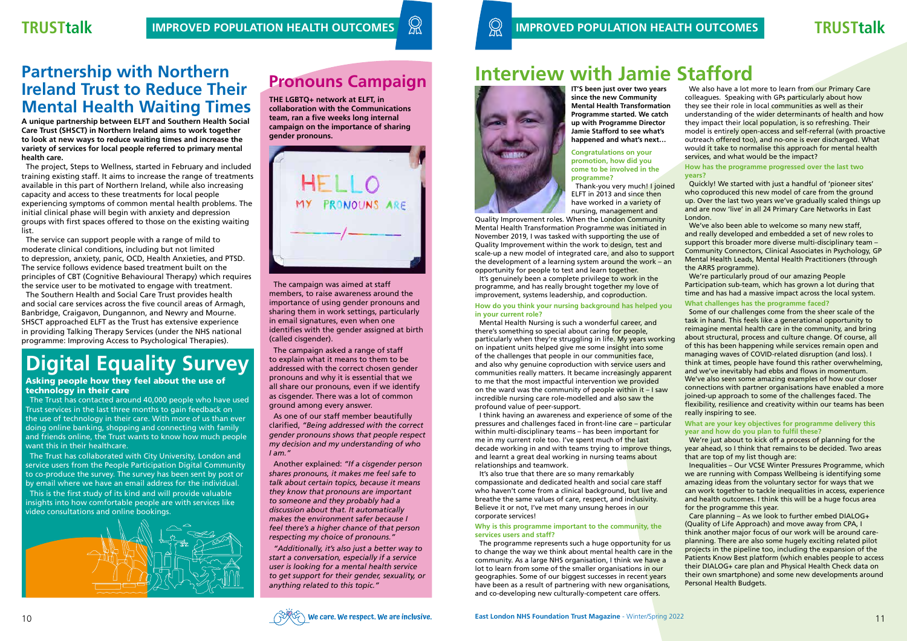## Partnership with Northern Ireland Trust to Reduce Their Mental Health Waiting Times

**A unique partnership between ELFT and Southern Health Social Care Trust (SHSCT) in Northern Ireland aims to work together to look at new ways to reduce waiting times and increase the variety of services for local people referred to primary mental health care.**

The project, Steps to Wellness, started in February and included training existing staff. It aims to increase the range of treatments available in this part of Northern Ireland, while also increasing capacity and access to these treatments for local people experiencing symptoms of common mental health problems. The initial clinical phase will begin with anxiety and depression groups with first spaces offered to those on the existing waiting list.

The service can support people with a range of mild to moderate clinical conditions, including but not limited to depression, anxiety, panic, OCD, Health Anxieties, and PTSD. The service follows evidence based treatment built on the principles of CBT (Cognitive Behavioural Therapy) which requires the service user to be motivated to engage with treatment.

The Southern Health and Social Care Trust provides health and social care services across the five council areas of Armagh, Banbridge, Craigavon, Dungannon, and Newry and Mourne. SHSCT approached ELFT as the Trust has extensive experience in providing Talking Therapy Services (under the NHS national programme: Improving Access to Psychological Therapies).

## Digital Equality Survey

### Asking people how they feel about the use of technology in their care

The Trust has contacted around 40,000 people who have used Trust services in the last three months to gain feedback on the use of technology in their care. With more of us than ever doing online banking, shopping and connecting with family and friends online, the Trust wants to know how much people want this in their healthcare.

The Trust has collaborated with City University, London and service users from the People Participation Digital Community to co-produce the survey. The survey has been sent by post or by email where we have an email address for the individual.

This is the first study of its kind and will provide valuable insights into how comfortable people are with services like video consultations and online bookings.

## Pronouns Campaign

**THE LGBTQ+ network at ELFT, in collaboration with the Communications team, ran a five weeks long internal campaign on the importance of sharing gender pronouns.**

The campaign was aimed at staff members, to raise awareness around the importance of using gender pronouns and sharing them in work settings, particularly in email signatures, even when one identifies with the gender assigned at birth (called cisgender).

The campaign asked a range of staff to explain what it means to them to be addressed with the correct chosen gender pronouns and why it is essential that we all share our pronouns, even if we identify as cisgender. There was a lot of common ground among every answer.

As one of our staff member beautifully clarified, *"Being addressed with the correct gender pronouns shows that people respect my decision and my understanding of who I am."*

Another explained: *"If a cisgender person shares pronouns, it makes me feel safe to talk about certain topics, because it means they know that pronouns are important to someone and they probably had a discussion about that. It automatically makes the environment safer because I feel there's a higher chance of that person respecting my choice of pronouns."*

*"Additionally, it's also just a better way to start a conversation, especially if a service user is looking for a mental health service to get support for their gender, sexuality, or anything related to this topic."*

## Interview with Jamie Stafford

**IT'S been just over two years since the new Community Mental Health Transformation Programme started. We catch up with Programme Director Jamie Stafford to see what's happened and what's next…**

**Congratulations on your promotion, how did you come to be involved in the programme?**

Thank-you very much! I joined ELFT in 2013 and since then have worked in a variety of nursing, management and Quality Improvement roles. When the London Community Mental Health Transformation Programme was initiated in November 2019, I was tasked with supporting the use of Quality Improvement within the work to design, test and scale-up a new model of integrated care, and also to support the development of a learning system around the work – an opportunity for people to test and learn together.

It's genuinely been a complete privilege to work in the programme, and has really brought together my love of improvement, systems leadership, and coproduction.

**How do you think your nursing background has helped you in your current role?**

Mental Health Nursing is such a wonderful career, and there's something so special about caring for people, particularly when they're struggling in life. My years working on inpatient units helped give me some insight into some of the challenges that people in our communities face, and also why genuine coproduction with service users and communities really matters. It became increasingly apparent to me that the most impactful intervention we provided on the ward was the community of people within it – I saw incredible nursing care role-modelled and also saw the profound value of peer-support.

I think having an awareness and experience of some of the pressures and challenges faced in front-line care – particular within multi-disciplinary teams – has been important for me in my current role too. I've spent much of the last decade working in and with teams trying to improve things, and learnt a great deal working in nursing teams about relationships and teamwork.

It's also true that there are so many remarkably compassionate and dedicated health and social care staff who haven't come from a clinical background, but live and breathe the same values of care, respect, and inclusivity. Believe it or not, I've met many unsung heroes in our corporate services!

**Why is this programme important to the community, the services users and staff?**

The programme represents such a huge opportunity for us to change the way we think about mental health care in the community. As a large NHS organisation, I think we have a lot to learn from some of the smaller organisations in our geographies. Some of our biggest successes in recent years have been as a result of partnering with new organisations, and co-developing new culturally-competent care offers.

We also have a lot more to learn from our Primary Care colleagues. Speaking with GPs particularly about how they see their role in local communities as well as their understanding of the wider determinants of health and how they impact their local population, is so refreshing. Their model is entirely open-access and self-referral (with proactive outreach offered too), and no-one is ever discharged. What would it take to normalise this approach for mental health services, and what would be the impact?

**How has the programme progressed over the last two years?**

Quickly! We started with just a handful of 'pioneer sites' who coproduced this new model of care from the ground up. Over the last two years we've gradually scaled things up and are now 'live' in all 24 Primary Care Networks in East London.

We've also been able to welcome so many new staff, and really developed and embedded a set of new roles to support this broader more diverse multi-disciplinary team – Community Connectors, Clinical Associates in Psychology, GP Mental Health Leads, Mental Health Practitioners (through the ARRS programme).

We're particularly proud of our amazing People Participation sub-team, which has grown a lot during that time and has had a massive impact across the local system.

**What challenges has the programme faced?**

Some of our challenges come from the sheer scale of the task in hand. This feels like a generational opportunity to reimagine mental health care in the community, and bring about structural, process and culture change. Of course, all of this has been happening while services remain open and managing waves of COVID-related disruption (and loss). I think at times, people have found this rather overwhelming, and we've inevitably had ebbs and flows in momentum. We've also seen some amazing examples of how our closer connections with partner organisations have enabled a more joined-up approach to some of the challenges faced. The flexibility, resilience and creativity within our teams has been really inspiring to see.

**What are your key objectives for programme delivery this year and how do you plan to fulfil these?**

We're just about to kick off a process of planning for the year ahead, so I think that remains to be decided. Two areas that are top of my list though are:

Inequalities – Our VCSE Winter Pressures Programme, which we are running with Compass Wellbeing is identifying some amazing ideas from the voluntary sector for ways that we can work together to tackle inequalities in access, experience and health outcomes. I think this will be a huge focus area for the programme this year.

Care planning – As we look to further embed DIALOG+ (Quality of Life Approach) and move away from CPA, I think another major focus of our work will be around care-planning. There are also some hugely exciting related pilot projects in the pipeline too, including the expansion of the Patients Know Best platform (which enables people to access their DIALOG+ care plan and Physical Health Check data on their own smartphone) and some new developments around Personal Health Budgets.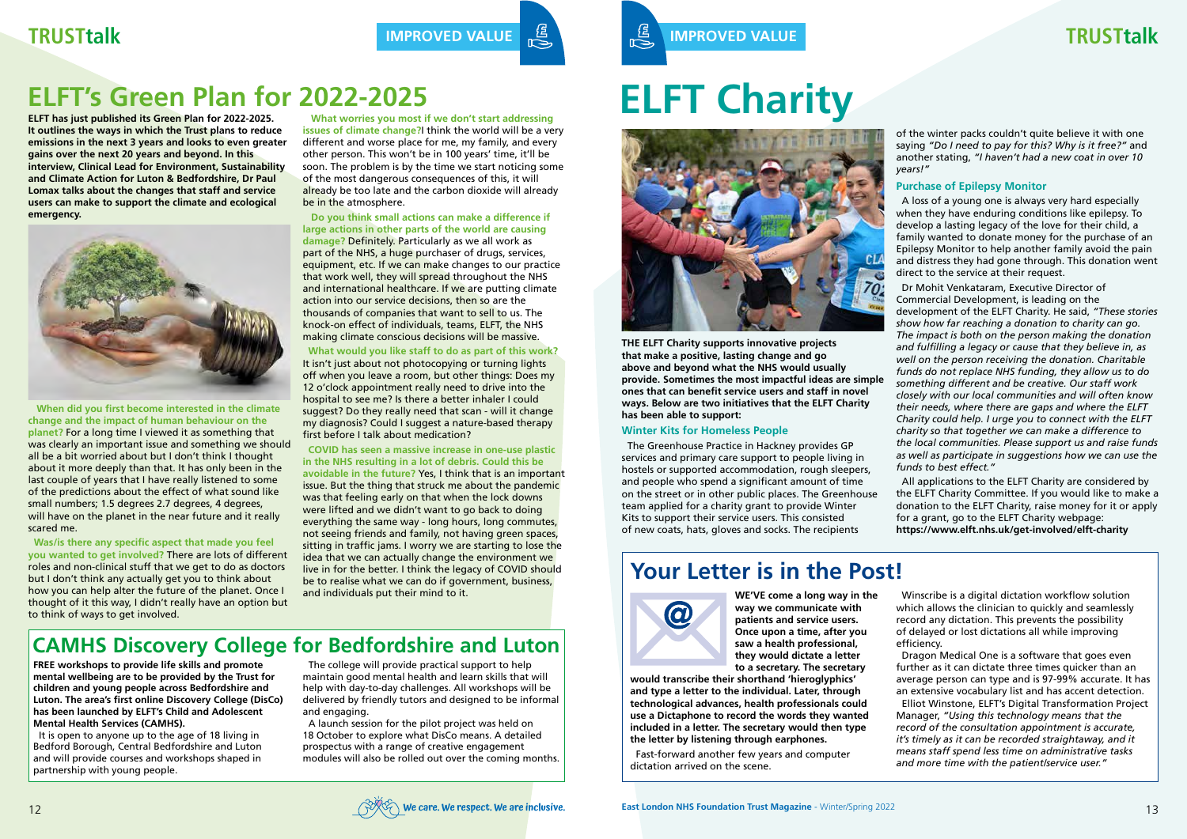# ELFT's Green Plan for 2022-2025

**ELFT has just published its Green Plan for 2022-2025. It outlines the ways in which the Trust plans to reduce emissions in the next 3 years and looks to even greater gains over the next 20 years and beyond. In this interview, Clinical Lead for Environment, Sustainability and Climate Action for Luton & Bedfordshire, Dr Paul Lomax talks about the changes that staff and service users can make to support the climate and ecological emergency.**

**When did you first become interested in the climate change and the impact of human behaviour on the planet?** For a long time I viewed it as something that was clearly an important issue and something we should all be a bit worried about but I don't think I thought about it more deeply than that. It has only been in the last couple of years that I have really listened to some of the predictions about the effect of what sound like small numbers; 1.5 degrees 2.7 degrees, 4 degrees, will have on the planet in the near future and it really scared me.

**Was/is there any specific aspect that made you feel you wanted to get involved?** There are lots of different roles and non-clinical stuff that we get to do as doctors but I don't think any actually get you to think about how you can help alter the future of the planet. Once I thought of it this way, I didn't really have an option but to think of ways to get involved.

**What worries you most if we don't start addressing issues of climate change?** I think the world will be a very different and worse place for me, my family, and every other person. This won't be in 100 years' time, it'll be soon. The problem is by the time we start noticing some of the most dangerous consequences of this, it will already be too late and the carbon dioxide will already be in the atmosphere.

**Do you think small actions can make a difference if large actions in other parts of the world are causing damage?** Definitely. Particularly as we all work as part of the NHS, a huge purchaser of drugs, services, equipment, etc. If we can make changes to our practice that work well, they will spread throughout the NHS and international healthcare. If we are putting climate action into our service decisions, then so are the thousands of companies that want to sell to us. The knock-on effect of individuals, teams, ELFT, the NHS making climate conscious decisions will be massive.

**What would you like staff to do as part of this work?** It isn't just about not photocopying or turning lights off when you leave a room, but other things: Does my 12 o'clock appointment really need to drive into the hospital to see me? Is there a better inhaler I could suggest? Do they really need that scan - will it change my diagnosis? Could I suggest a nature-based therapy first before I talk about medication?

**COVID has seen a massive increase in one-use plastic in the NHS resulting in a lot of debris. Could this be avoidable in the future?** Yes, I think that is an important issue. But the thing that struck me about the pandemic was that feeling early on that when the lock downs were lifted and we didn't want to go back to doing everything the same way - long hours, long commutes, not seeing friends and family, not having green spaces, sitting in traffic jams. I worry we are starting to lose the idea that we can actually change the environment we live in for the better. I think the legacy of COVID should be to realise what we can do if government, business, and individuals put their mind to it.

## CAMHS Discovery College for Bedfordshire and Luton

**FREE workshops to provide life skills and promote mental wellbeing are to be provided by the Trust for children and young people across Bedfordshire and Luton. The area's first online Discovery College (DisCo) has been launched by ELFT's Child and Adolescent Mental Health Services (CAMHS).**

It is open to anyone up to the age of 18 living in Bedford Borough, Central Bedfordshire and Luton and will provide courses and workshops shaped in partnership with young people.

The college will provide practical support to help maintain good mental health and learn skills that will help with day-to-day challenges. All workshops will be delivered by friendly tutors and designed to be informal and engaging.

A launch session for the pilot project was held on 18 October to explore what DisCo means. A detailed prospectus with a range of creative engagement modules will also be rolled out over the coming months.

# ELFT Charity

**THE ELFT Charity supports innovative projects that make a positive, lasting change and go above and beyond what the NHS would usually provide. Sometimes the most impactful ideas are simple ones that can benefit service users and staff in novel ways. Below are two initiatives that the ELFT Charity has been able to support:**

### Winter Kits for Homeless People

The Greenhouse Practice in Hackney provides GP services and primary care support to people living in hostels or supported accommodation, rough sleepers, and people who spend a significant amount of time on the street or in other public places. The Greenhouse team applied for a charity grant to provide Winter Kits to support their service users. This consisted of new coats, hats, gloves and socks. The recipients of the winter packs couldn't quite believe it with one saying *"Do I need to pay for this? Why is it free?"* and another stating, *"I haven't had a new coat in over 10 years!"*

### Purchase of Epilepsy Monitor

A loss of a young one is always very hard especially when they have enduring conditions like epilepsy. To develop a lasting legacy of the love for their child, a family wanted to donate money for the purchase of an Epilepsy Monitor to help another family avoid the pain and distress they had gone through. This donation went direct to the service at their request.

Dr Mohit Venkataram, Executive Director of Commercial Development, is leading on the development of the ELFT Charity. He said, *"These stories show how far reaching a donation to charity can go. The impact is both on the person making the donation and fulfilling a legacy or cause that they believe in, as well on the person receiving the donation. Charitable funds do not replace NHS funding, they allow us to do something different and be creative. Our staff work closely with our local communities and will often know their needs, where there are gaps and where the ELFT Charity could help. I urge you to connect with the ELFT charity so that together we can make a difference to the local communities. Please support us and raise funds as well as participate in suggestions how we can use the funds to best effect."*

All applications to the ELFT Charity are considered by the ELFT Charity Committee. If you would like to make a donation to the ELFT Charity, raise money for it or apply for a grant, go to the ELFT Charity webpage: **https://www.elft.nhs.uk/get-involved/elft-charity**

## Your Letter is in the Post!

**WE'VE come a long way in the way we communicate with patients and service users. Once upon a time, after you saw a health professional, they would dictate a letter to a secretary. The secretary would transcribe their shorthand 'hieroglyphics' and type a letter to the individual. Later, through technological advances, health professionals could use a Dictaphone to record the words they wanted included in a letter. The secretary would then type the letter by listening through earphones.**

Fast-forward another few years and computer dictation arrived on the scene.

Winscribe is a digital dictation workflow solution which allows the clinician to quickly and seamlessly record any dictation. This prevents the possibility of delayed or lost dictations all while improving efficiency.

Dragon Medical One is a software that goes even further as it can dictate three times quicker than an average person can type and is 97-99% accurate. It has an extensive vocabulary list and has accent detection.

Elliot Winstone, ELFT's Digital Transformation Project Manager, *"Using this technology means that the record of the consultation appointment is accurate, it's timely as it can be recorded straightaway, and it means staff spend less time on administrative tasks and more time with the patient/service user."*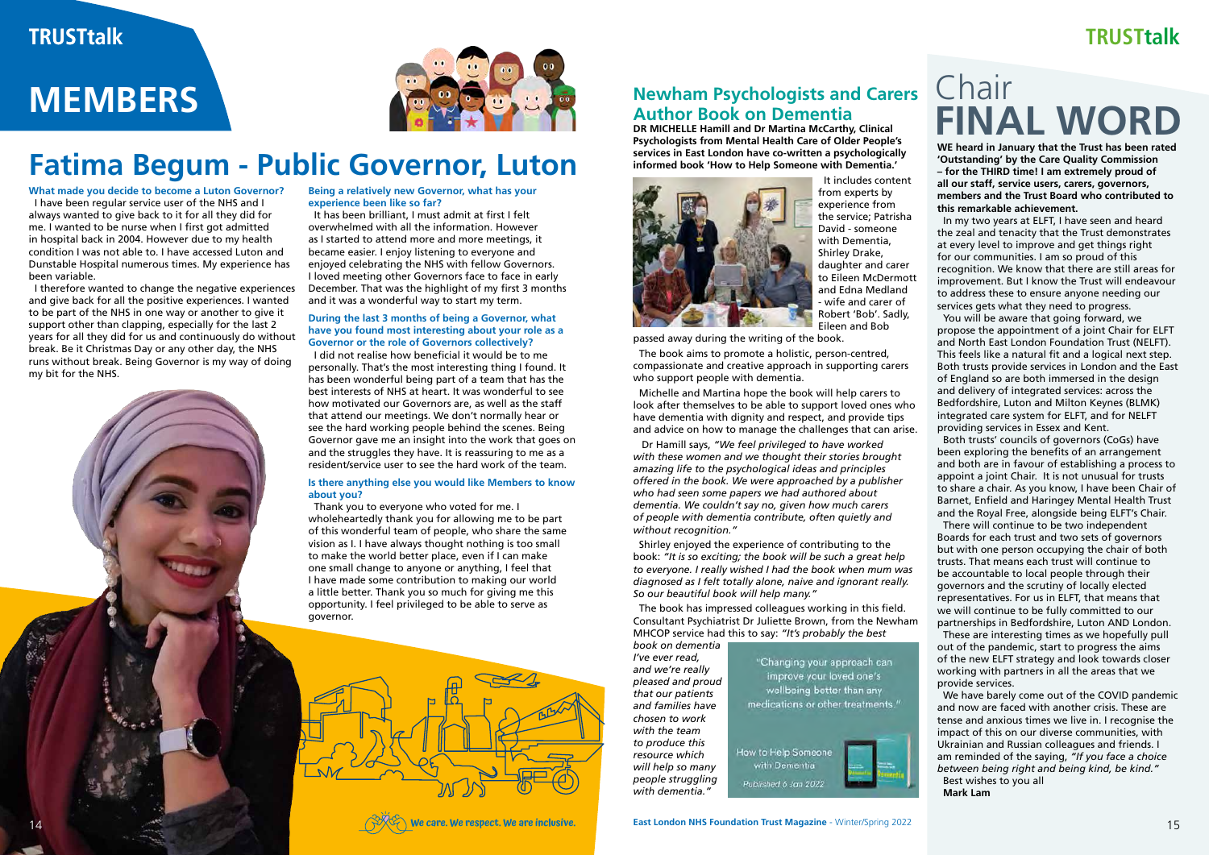# MEMBERS

## Fatima Begum - Public Governor, Luton

**What made you decide to become a Luton Governor?**

I have been regular service user of the NHS and I always wanted to give back to it for all they did for me. I wanted to be nurse when I first got admitted in hospital back in 2004. However due to my health condition I was not able to. I have accessed Luton and Dunstable Hospital numerous times. My experience has been variable.

I therefore wanted to change the negative experiences and give back for all the positive experiences. I wanted to be part of the NHS in one way or another to give it support other than clapping, especially for the last 2 years for all they did for us and continuously do without break. Be it Christmas Day or any other day, the NHS runs without break. Being Governor is my way of doing my bit for the NHS.

**Being a relatively new Governor, what has your experience been like so far?**

It has been brilliant, I must admit at first I felt overwhelmed with all the information. However as I started to attend more and more meetings, it became easier. I enjoy listening to everyone and enjoyed celebrating the NHS with fellow Governors. I loved meeting other Governors face to face in early December. That was the highlight of my first 3 months and it was a wonderful way to start my term.

**During the last 3 months of being a Governor, what have you found most interesting about your role as a Governor or the role of Governors collectively?**

I did not realise how beneficial it would be to me personally. That's the most interesting thing I found. It has been wonderful being part of a team that has the best interests of NHS at heart. It was wonderful to see how motivated our Governors are, as well as the staff that attend our meetings. We don't normally hear or see the hard working people behind the scenes. Being Governor gave me an insight into the work that goes on and the struggles they have. It is reassuring to me as a resident/service user to see the hard work of the team.

**Is there anything else you would like Members to know about you?**

Thank you to everyone who voted for me. I wholeheartedly thank you for allowing me to be part of this wonderful team of people, who share the same vision as I. I have always thought nothing is too small to make the world better place, even if I can make one small change to anyone or anything, I feel that I have made some contribution to making our world a little better. Thank you so much for giving me this opportunity. I feel privileged to be able to serve as governor.

We care. We respect. We are inclusive.

## Newham Psychologists and Carers Author Book on Dementia

**DR MICHELLE Hamill and Dr Martina McCarthy, Clinical Psychologists from Mental Health Care of Older People's services in East London have co-written a psychologically informed book 'How to Help Someone with Dementia.'**

It includes content from experts by experience from the service; Patrisha David - someone with Dementia, Shirley Drake, daughter and carer to Eileen McDermott and Edna Medland - wife and carer of Robert 'Bob'. Sadly, Eileen and Bob passed away during the writing of the book.

The book aims to promote a holistic, person-centred, compassionate and creative approach in supporting carers who support people with dementia.

Michelle and Martina hope the book will help carers to look after themselves to be able to support loved ones who have dementia with dignity and respect, and provide tips and advice on how to manage the challenges that can arise.

Dr Hamill says, *"We feel privileged to have worked with these women and we thought their stories brought amazing life to the psychological ideas and principles offered in the book. We were approached by a publisher who had seen some papers we had authored about dementia. We couldn't say no, given how much carers of people with dementia contribute, often quietly and without recognition."*

Shirley enjoyed the experience of contributing to the book: *"It is so exciting; the book will be such a great help to everyone. I really wished I had the book when mum was diagnosed as I felt totally alone, naive and ignorant really. So our beautiful book will help many."*

The book has impressed colleagues working in this field. Consultant Psychiatrist Dr Juliette Brown, from the Newham MHCOP service had this to say: *"It's probably the best book on dementia I've ever read, and we're really pleased and proud that our patients and families have chosen to work with the team to produce this resource which will help so many people struggling with dementia."*

"Changing your approach can improve your loved one's wellbeing better than any medications or other treatments."

How to Help Someone with Dementia

Published 6 Jan 2022

# Chair FINAL WORD

**WE heard in January that the Trust has been rated 'Outstanding' by the Care Quality Commission – for the THIRD time! I am extremely proud of all our staff, service users, carers, governors, members and the Trust Board who contributed to this remarkable achievement.**

In my two years at ELFT, I have seen and heard the zeal and tenacity that the Trust demonstrates at every level to improve and get things right for our communities. I am so proud of this recognition. We know that there are still areas for improvement. But I know the Trust will endeavour to address these to ensure anyone needing our services gets what they need to progress.

You will be aware that going forward, we propose the appointment of a joint Chair for ELFT and North East London Foundation Trust (NELFT). This feels like a natural fit and a logical next step. Both trusts provide services in London and the East of England so are both immersed in the design and delivery of integrated services: across the Bedfordshire, Luton and Milton Keynes (BLMK) integrated care system for ELFT, and for NELFT providing services in Essex and Kent.

Both trusts' councils of governors (CoGs) have been exploring the benefits of an arrangement and both are in favour of establishing a process to appoint a joint Chair. It is not unusual for trusts to share a chair. As you know, I have been Chair of Barnet, Enfield and Haringey Mental Health Trust and the Royal Free, alongside being ELFT's Chair.

There will continue to be two independent Boards for each trust and two sets of governors but with one person occupying the chair of both trusts. That means each trust will continue to be accountable to local people through their governors and the scrutiny of locally elected representatives. For us in ELFT, that means that we will continue to be fully committed to our partnerships in Bedfordshire, Luton AND London.

These are interesting times as we hopefully pull out of the pandemic, start to progress the aims of the new ELFT strategy and look towards closer working with partners in all the areas that we provide services.

We have barely come out of the COVID pandemic and now are faced with another crisis. These are tense and anxious times we live in. I recognise the impact of this on our diverse communities, with Ukrainian and Russian colleagues and friends. I am reminded of the saying, *"If you face a choice between being right and being kind, be kind."*

Best wishes to you all

**Mark Lam**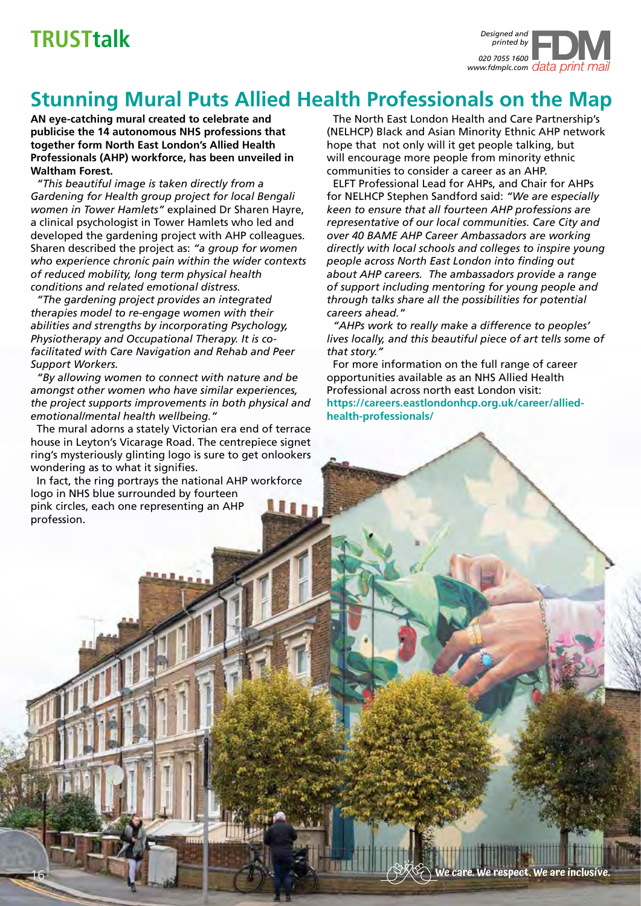# Stunning Mural Puts Allied Health Professionals on the Map

**AN eye-catching mural created to celebrate and publicise the 14 autonomous NHS professions that together form North East London's Allied Health Professionals (AHP) workforce, has been unveiled in Waltham Forest.**

*"This beautiful image is taken directly from a Gardening for Health group project for local Bengali women in Tower Hamlets"* explained Dr Sharen Hayre, a clinical psychologist in Tower Hamlets who led and developed the gardening project with AHP colleagues. Sharen described the project as: *"a group for women who experience chronic pain within the wider contexts of reduced mobility, long term physical health conditions and related emotional distress.*

*"The gardening project provides an integrated therapies model to re-engage women with their abilities and strengths by incorporating Psychology, Physiotherapy and Occupational Therapy. It is co-facilitated with Care Navigation and Rehab and Peer Support Workers.*

*"By allowing women to connect with nature and be amongst other women who have similar experiences, the project supports improvements in both physical and emotional/mental health wellbeing."*

The mural adorns a stately Victorian era end of terrace house in Leyton's Vicarage Road. The centrepiece signet ring's mysteriously glinting logo is sure to get onlookers wondering as to what it signifies.

In fact, the ring portrays the national AHP workforce logo in NHS blue surrounded by fourteen pink circles, each one representing an AHP profession.

The North East London Health and Care Partnership's (NELHCP) Black and Asian Minority Ethnic AHP network hope that not only will it get people talking, but will encourage more people from minority ethnic communities to consider a career as an AHP.

ELFT Professional Lead for AHPs, and Chair for AHPs for NELHCP Stephen Sandford said: *"We are especially keen to ensure that all fourteen AHP professions are representative of our local communities. Care City and over 40 BAME AHP Career Ambassadors are working directly with local schools and colleges to inspire young people across North East London into finding out about AHP careers. The ambassadors provide a range of support including mentoring for young people and through talks share all the possibilities for potential careers ahead."*

*"AHPs work to really make a difference to peoples' lives locally, and this beautiful piece of art tells some of that story."*

For more information on the full range of career opportunities available as an NHS Allied Health Professional across north east London visit: **https://careers.eastlondonhcp.org.uk/career/allied-health-professionals/**